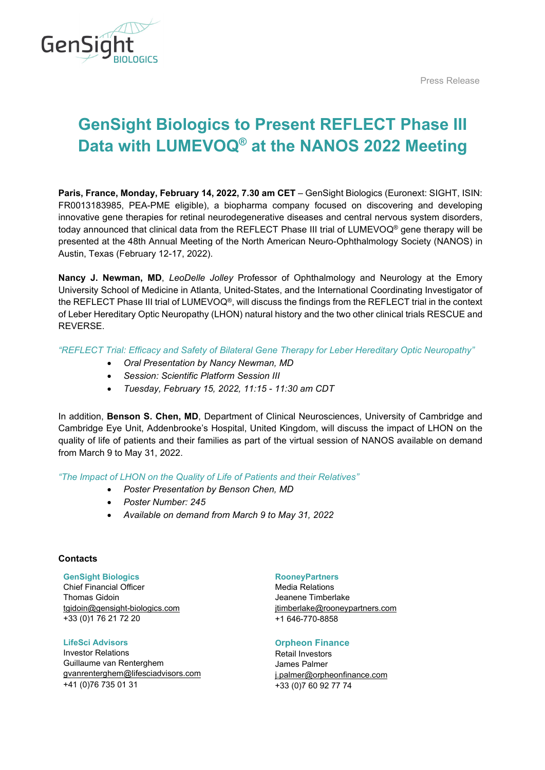Press Release

# GenSight Biologics to Present REFLECT Phase III Data with LUMEVOQ® at the NANOS 2022 Meeting

**Paris, France, Monday, February 14, 2022, 7.30 am CET** – GenSight Biologics (Euronext: SIGHT, ISIN: FR0013183985, PEA-PME eligible), a biopharma company focused on discovering and developing innovative gene therapies for retinal neurodegenerative diseases and central nervous system disorders, today announced that clinical data from the REFLECT Phase III trial of LUMEVOQ® gene therapy will be presented at the 48th Annual Meeting of the North American Neuro-Ophthalmology Society (NANOS) in Austin, Texas (February 12-17, 2022).

**Nancy J. Newman, MD**, *LeoDelle Jolley* Professor of Ophthalmology and Neurology at the Emory University School of Medicine in Atlanta, United-States, and the International Coordinating Investigator of the REFLECT Phase III trial of LUMEVOQ®, will discuss the findings from the REFLECT trial in the context of Leber Hereditary Optic Neuropathy (LHON) natural history and the two other clinical trials RESCUE and REVERSE.

*"REFLECT Trial: Efficacy and Safety of Bilateral Gene Therapy for Leber Hereditary Optic Neuropathy"*

- *Oral Presentation by Nancy Newman, MD*
- *Session: Scientific Platform Session III*
- *Tuesday, February 15, 2022, 11:15 - 11:30 am CDT*

In addition, **Benson S. Chen, MD**, Department of Clinical Neurosciences, University of Cambridge and Cambridge Eye Unit, Addenbrooke's Hospital, United Kingdom, will discuss the impact of LHON on the quality of life of patients and their families as part of the virtual session of NANOS available on demand from March 9 to May 31, 2022.

*"The Impact of LHON on the Quality of Life of Patients and their Relatives"*

- *Poster Presentation by Benson Chen, MD*
- *Poster Number: 245*
- *Available on demand from March 9 to May 31, 2022*

**Contacts**

**GenSight Biologics**
Chief Financial Officer
Thomas Gidoin
tgidoin@gensight-biologics.com
+33 (0)1 76 21 72 20

**LifeSci Advisors**
Investor Relations
Guillaume van Renterghem
gvanrenterghem@lifesciadvisors.com
+41 (0)76 735 01 31

**RooneyPartners**
Media Relations
Jeanene Timberlake
jtimberlake@rooneypartners.com
+1 646-770-8858

**Orpheon Finance**
Retail Investors
James Palmer
j.palmer@orpheonfinance.com
+33 (0)7 60 92 77 74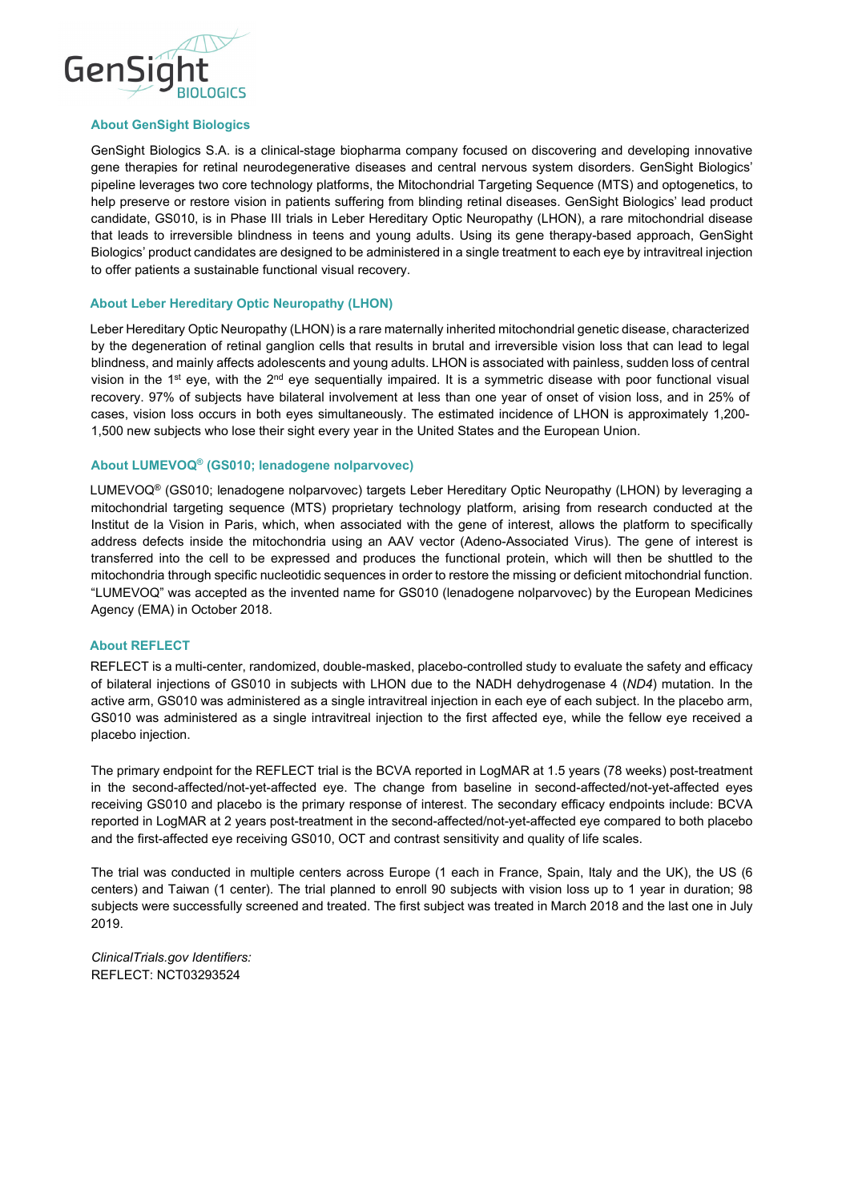### About GenSight Biologics

GenSight Biologics S.A. is a clinical-stage biopharma company focused on discovering and developing innovative gene therapies for retinal neurodegenerative diseases and central nervous system disorders. GenSight Biologics' pipeline leverages two core technology platforms, the Mitochondrial Targeting Sequence (MTS) and optogenetics, to help preserve or restore vision in patients suffering from blinding retinal diseases. GenSight Biologics' lead product candidate, GS010, is in Phase III trials in Leber Hereditary Optic Neuropathy (LHON), a rare mitochondrial disease that leads to irreversible blindness in teens and young adults. Using its gene therapy-based approach, GenSight Biologics' product candidates are designed to be administered in a single treatment to each eye by intravitreal injection to offer patients a sustainable functional visual recovery.

### About Leber Hereditary Optic Neuropathy (LHON)

Leber Hereditary Optic Neuropathy (LHON) is a rare maternally inherited mitochondrial genetic disease, characterized by the degeneration of retinal ganglion cells that results in brutal and irreversible vision loss that can lead to legal blindness, and mainly affects adolescents and young adults. LHON is associated with painless, sudden loss of central vision in the 1st eye, with the 2nd eye sequentially impaired. It is a symmetric disease with poor functional visual recovery. 97% of subjects have bilateral involvement at less than one year of onset of vision loss, and in 25% of cases, vision loss occurs in both eyes simultaneously. The estimated incidence of LHON is approximately 1,200-1,500 new subjects who lose their sight every year in the United States and the European Union.

### About LUMEVOQ® (GS010; lenadogene nolparvovec)

LUMEVOQ® (GS010; lenadogene nolparvovec) targets Leber Hereditary Optic Neuropathy (LHON) by leveraging a mitochondrial targeting sequence (MTS) proprietary technology platform, arising from research conducted at the Institut de la Vision in Paris, which, when associated with the gene of interest, allows the platform to specifically address defects inside the mitochondria using an AAV vector (Adeno-Associated Virus). The gene of interest is transferred into the cell to be expressed and produces the functional protein, which will then be shuttled to the mitochondria through specific nucleotidic sequences in order to restore the missing or deficient mitochondrial function. "LUMEVOQ" was accepted as the invented name for GS010 (lenadogene nolparvovec) by the European Medicines Agency (EMA) in October 2018.

### About REFLECT

REFLECT is a multi-center, randomized, double-masked, placebo-controlled study to evaluate the safety and efficacy of bilateral injections of GS010 in subjects with LHON due to the NADH dehydrogenase 4 (*ND4*) mutation. In the active arm, GS010 was administered as a single intravitreal injection in each eye of each subject. In the placebo arm, GS010 was administered as a single intravitreal injection to the first affected eye, while the fellow eye received a placebo injection.

The primary endpoint for the REFLECT trial is the BCVA reported in LogMAR at 1.5 years (78 weeks) post-treatment in the second-affected/not-yet-affected eye. The change from baseline in second-affected/not-yet-affected eyes receiving GS010 and placebo is the primary response of interest. The secondary efficacy endpoints include: BCVA reported in LogMAR at 2 years post-treatment in the second-affected/not-yet-affected eye compared to both placebo and the first-affected eye receiving GS010, OCT and contrast sensitivity and quality of life scales.

The trial was conducted in multiple centers across Europe (1 each in France, Spain, Italy and the UK), the US (6 centers) and Taiwan (1 center). The trial planned to enroll 90 subjects with vision loss up to 1 year in duration; 98 subjects were successfully screened and treated. The first subject was treated in March 2018 and the last one in July 2019.

*ClinicalTrials.gov Identifiers:*
REFLECT: NCT03293524